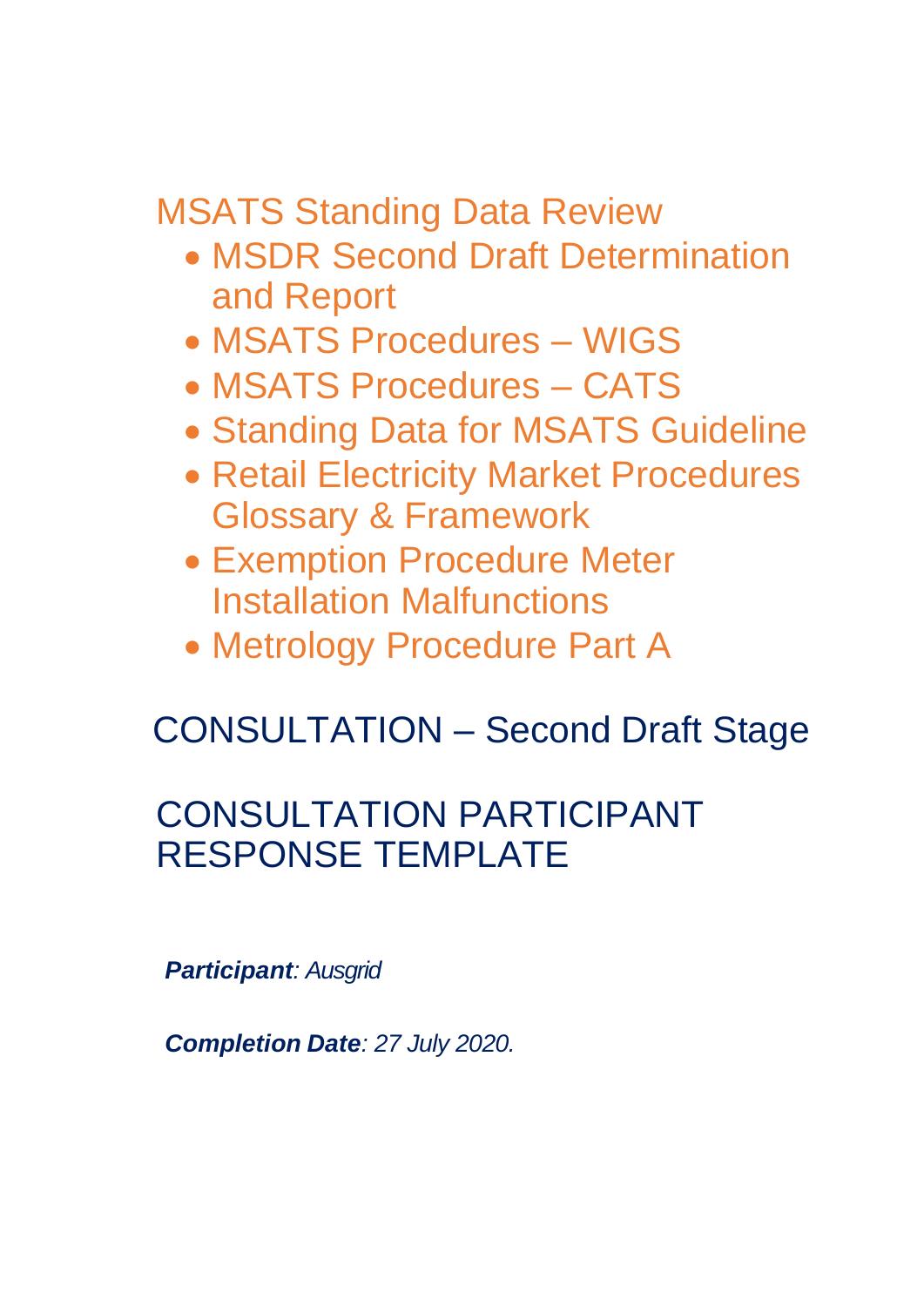# MSATS Standing Data Review

- MSDR Second Draft Determination and Report
- MSATS Procedures – WIGS
- MSATS Procedures – CATS
- Standing Data for MSATS Guideline
- Retail Electricity Market Procedures Glossary & Framework
- Exemption Procedure Meter Installation Malfunctions
- Metrology Procedure Part A

## CONSULTATION – Second Draft Stage

## CONSULTATION PARTICIPANT RESPONSE TEMPLATE

***Participant****: Ausgrid*

***Completion Date****: 27 July 2020.*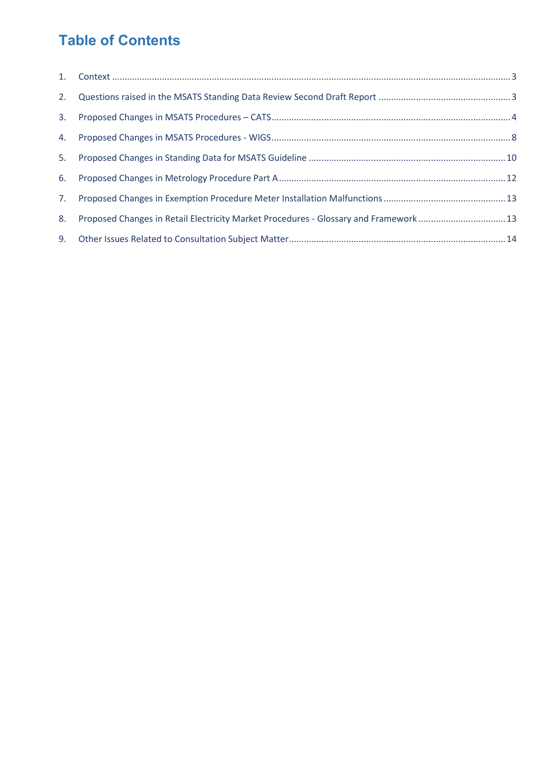# Table of Contents

1. Context ..... 3
2. Questions raised in the MSATS Standing Data Review Second Draft Report ..... 3
3. Proposed Changes in MSATS Procedures – CATS ..... 4
4. Proposed Changes in MSATS Procedures - WIGS ..... 8
5. Proposed Changes in Standing Data for MSATS Guideline ..... 10
6. Proposed Changes in Metrology Procedure Part A ..... 12
7. Proposed Changes in Exemption Procedure Meter Installation Malfunctions ..... 13
8. Proposed Changes in Retail Electricity Market Procedures - Glossary and Framework ..... 13
9. Other Issues Related to Consultation Subject Matter ..... 14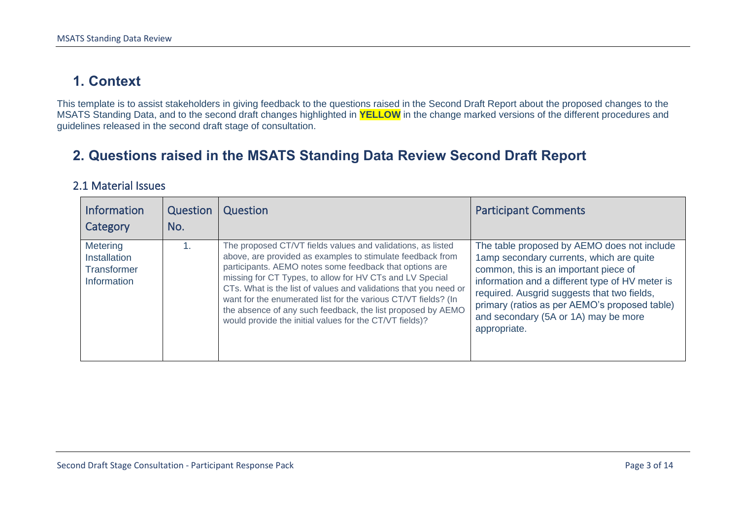# 1. Context

This template is to assist stakeholders in giving feedback to the questions raised in the Second Draft Report about the proposed changes to the MSATS Standing Data, and to the second draft changes highlighted in **YELLOW** in the change marked versions of the different procedures and guidelines released in the second draft stage of consultation.

# 2. Questions raised in the MSATS Standing Data Review Second Draft Report

## 2.1 Material Issues

| Information Category | Question No. | Question | Participant Comments |
|---|---|---|---|
| Metering Installation Transformer Information | 1. | The proposed CT/VT fields values and validations, as listed above, are provided as examples to stimulate feedback from participants. AEMO notes some feedback that options are missing for CT Types, to allow for HV CTs and LV Special CTs. What is the list of values and validations that you need or want for the enumerated list for the various CT/VT fields? (In the absence of any such feedback, the list proposed by AEMO would provide the initial values for the CT/VT fields)? | The table proposed by AEMO does not include 1amp secondary currents, which are quite common, this is an important piece of information and a different type of HV meter is required. Ausgrid suggests that two fields, primary (ratios as per AEMO's proposed table) and secondary (5A or 1A) may be more appropriate. |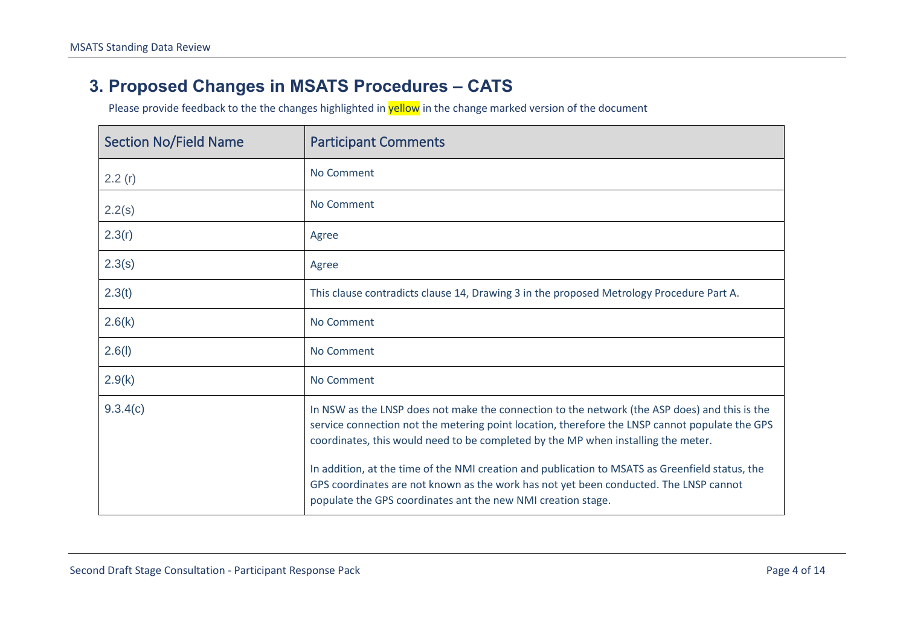## 3. Proposed Changes in MSATS Procedures – CATS

Please provide feedback to the the changes highlighted in yellow in the change marked version of the document

| Section No/Field Name | Participant Comments |
|---|---|
| 2.2 (r) | No Comment |
| 2.2(s) | No Comment |
| 2.3(r) | Agree |
| 2.3(s) | Agree |
| 2.3(t) | This clause contradicts clause 14, Drawing 3 in the proposed Metrology Procedure Part A. |
| 2.6(k) | No Comment |
| 2.6(l) | No Comment |
| 2.9(k) | No Comment |
| 9.3.4(c) | In NSW as the LNSP does not make the connection to the network (the ASP does) and this is the service connection not the metering point location, therefore the LNSP cannot populate the GPS coordinates, this would need to be completed by the MP when installing the meter.<br><br>In addition, at the time of the NMI creation and publication to MSATS as Greenfield status, the GPS coordinates are not known as the work has not yet been conducted. The LNSP cannot populate the GPS coordinates ant the new NMI creation stage. |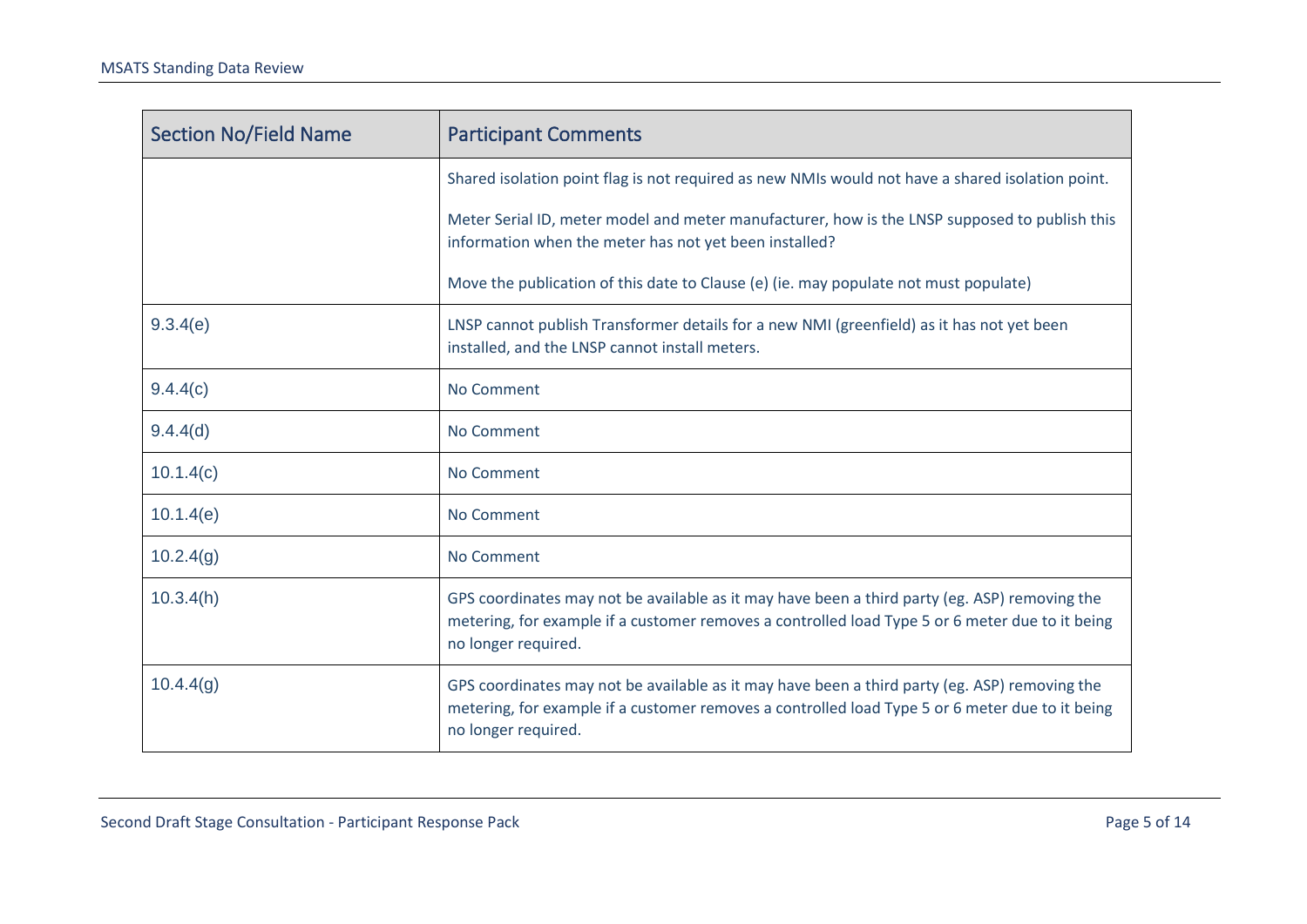| Section No/Field Name | Participant Comments |
|---|---|
| | Shared isolation point flag is not required as new NMIs would not have a shared isolation point.<br><br>Meter Serial ID, meter model and meter manufacturer, how is the LNSP supposed to publish this information when the meter has not yet been installed?<br><br>Move the publication of this date to Clause (e) (ie. may populate not must populate) |
| 9.3.4(e) | LNSP cannot publish Transformer details for a new NMI (greenfield) as it has not yet been installed, and the LNSP cannot install meters. |
| 9.4.4(c) | No Comment |
| 9.4.4(d) | No Comment |
| 10.1.4(c) | No Comment |
| 10.1.4(e) | No Comment |
| 10.2.4(g) | No Comment |
| 10.3.4(h) | GPS coordinates may not be available as it may have been a third party (eg. ASP) removing the metering, for example if a customer removes a controlled load Type 5 or 6 meter due to it being no longer required. |
| 10.4.4(g) | GPS coordinates may not be available as it may have been a third party (eg. ASP) removing the metering, for example if a customer removes a controlled load Type 5 or 6 meter due to it being no longer required. |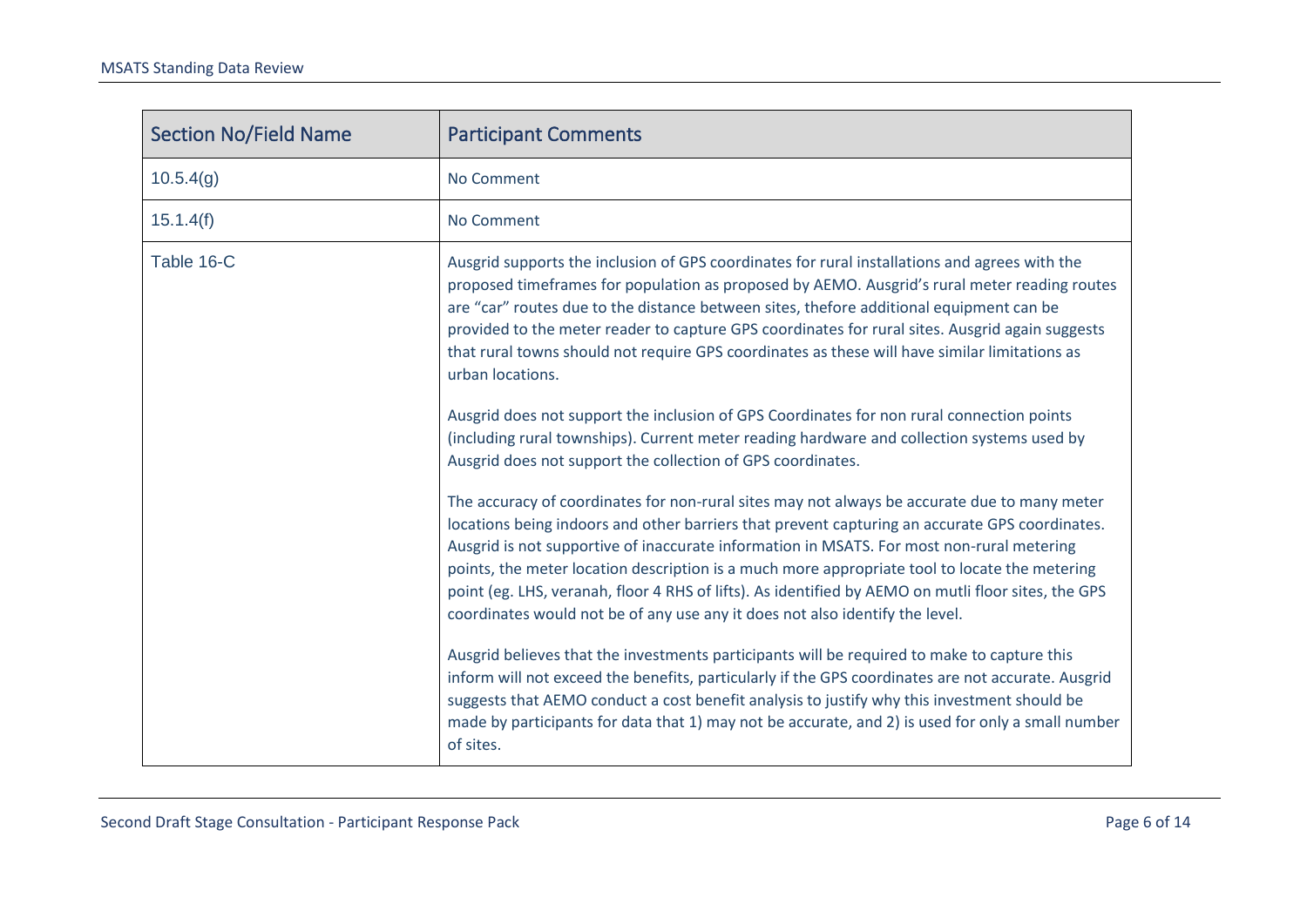| Section No/Field Name | Participant Comments |
|---|---|
| 10.5.4(g) | No Comment |
| 15.1.4(f) | No Comment |
| Table 16-C | Ausgrid supports the inclusion of GPS coordinates for rural installations and agrees with the proposed timeframes for population as proposed by AEMO. Ausgrid's rural meter reading routes are "car" routes due to the distance between sites, thefore additional equipment can be provided to the meter reader to capture GPS coordinates for rural sites. Ausgrid again suggests that rural towns should not require GPS coordinates as these will have similar limitations as urban locations.<br><br>Ausgrid does not support the inclusion of GPS Coordinates for non rural connection points (including rural townships). Current meter reading hardware and collection systems used by Ausgrid does not support the collection of GPS coordinates.<br><br>The accuracy of coordinates for non-rural sites may not always be accurate due to many meter locations being indoors and other barriers that prevent capturing an accurate GPS coordinates. Ausgrid is not supportive of inaccurate information in MSATS. For most non-rural metering points, the meter location description is a much more appropriate tool to locate the metering point (eg. LHS, veranah, floor 4 RHS of lifts). As identified by AEMO on mutli floor sites, the GPS coordinates would not be of any use any it does not also identify the level.<br><br>Ausgrid believes that the investments participants will be required to make to capture this inform will not exceed the benefits, particularly if the GPS coordinates are not accurate. Ausgrid suggests that AEMO conduct a cost benefit analysis to justify why this investment should be made by participants for data that 1) may not be accurate, and 2) is used for only a small number of sites. |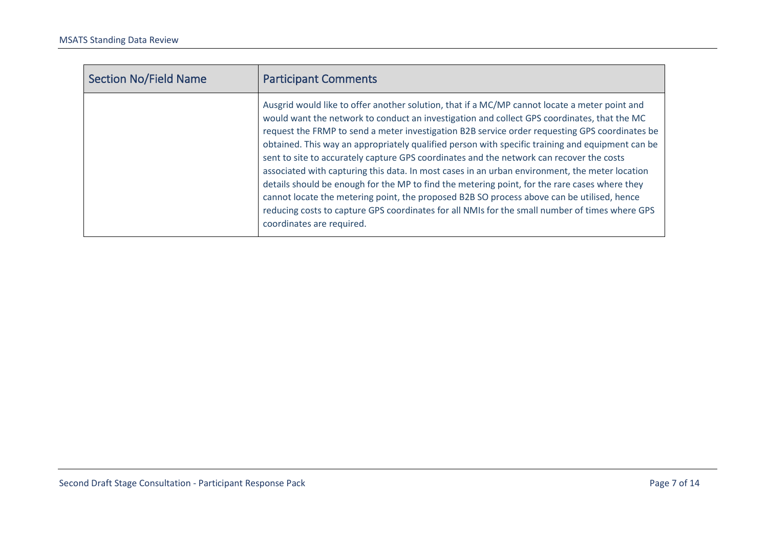| Section No/Field Name | Participant Comments |
| --- | --- |
| | Ausgrid would like to offer another solution, that if a MC/MP cannot locate a meter point and would want the network to conduct an investigation and collect GPS coordinates, that the MC request the FRMP to send a meter investigation B2B service order requesting GPS coordinates be obtained. This way an appropriately qualified person with specific training and equipment can be sent to site to accurately capture GPS coordinates and the network can recover the costs associated with capturing this data. In most cases in an urban environment, the meter location details should be enough for the MP to find the metering point, for the rare cases where they cannot locate the metering point, the proposed B2B SO process above can be utilised, hence reducing costs to capture GPS coordinates for all NMIs for the small number of times where GPS coordinates are required. |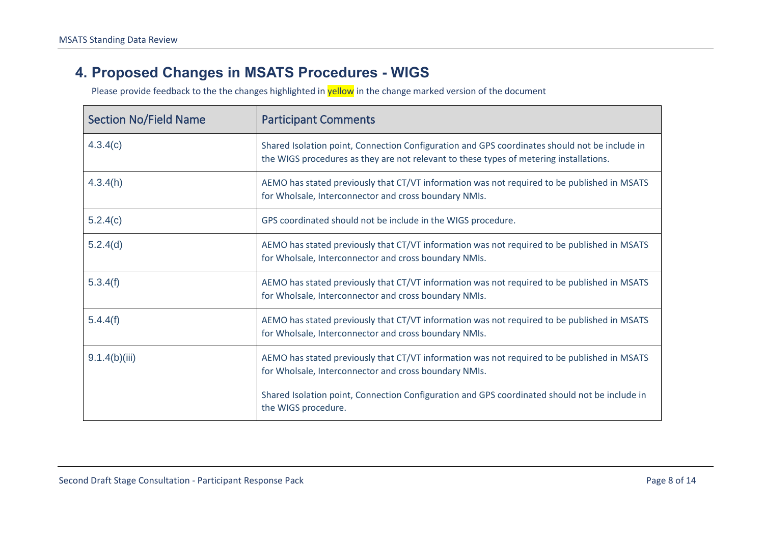## 4. Proposed Changes in MSATS Procedures - WIGS

Please provide feedback to the the changes highlighted in yellow in the change marked version of the document

| Section No/Field Name | Participant Comments |
| --- | --- |
| 4.3.4(c) | Shared Isolation point, Connection Configuration and GPS coordinates should not be include in the WIGS procedures as they are not relevant to these types of metering installations. |
| 4.3.4(h) | AEMO has stated previously that CT/VT information was not required to be published in MSATS for Wholsale, Interconnector and cross boundary NMIs. |
| 5.2.4(c) | GPS coordinated should not be include in the WIGS procedure. |
| 5.2.4(d) | AEMO has stated previously that CT/VT information was not required to be published in MSATS for Wholsale, Interconnector and cross boundary NMIs. |
| 5.3.4(f) | AEMO has stated previously that CT/VT information was not required to be published in MSATS for Wholsale, Interconnector and cross boundary NMIs. |
| 5.4.4(f) | AEMO has stated previously that CT/VT information was not required to be published in MSATS for Wholsale, Interconnector and cross boundary NMIs. |
| 9.1.4(b)(iii) | AEMO has stated previously that CT/VT information was not required to be published in MSATS for Wholsale, Interconnector and cross boundary NMIs.<br><br>Shared Isolation point, Connection Configuration and GPS coordinated should not be include in the WIGS procedure. |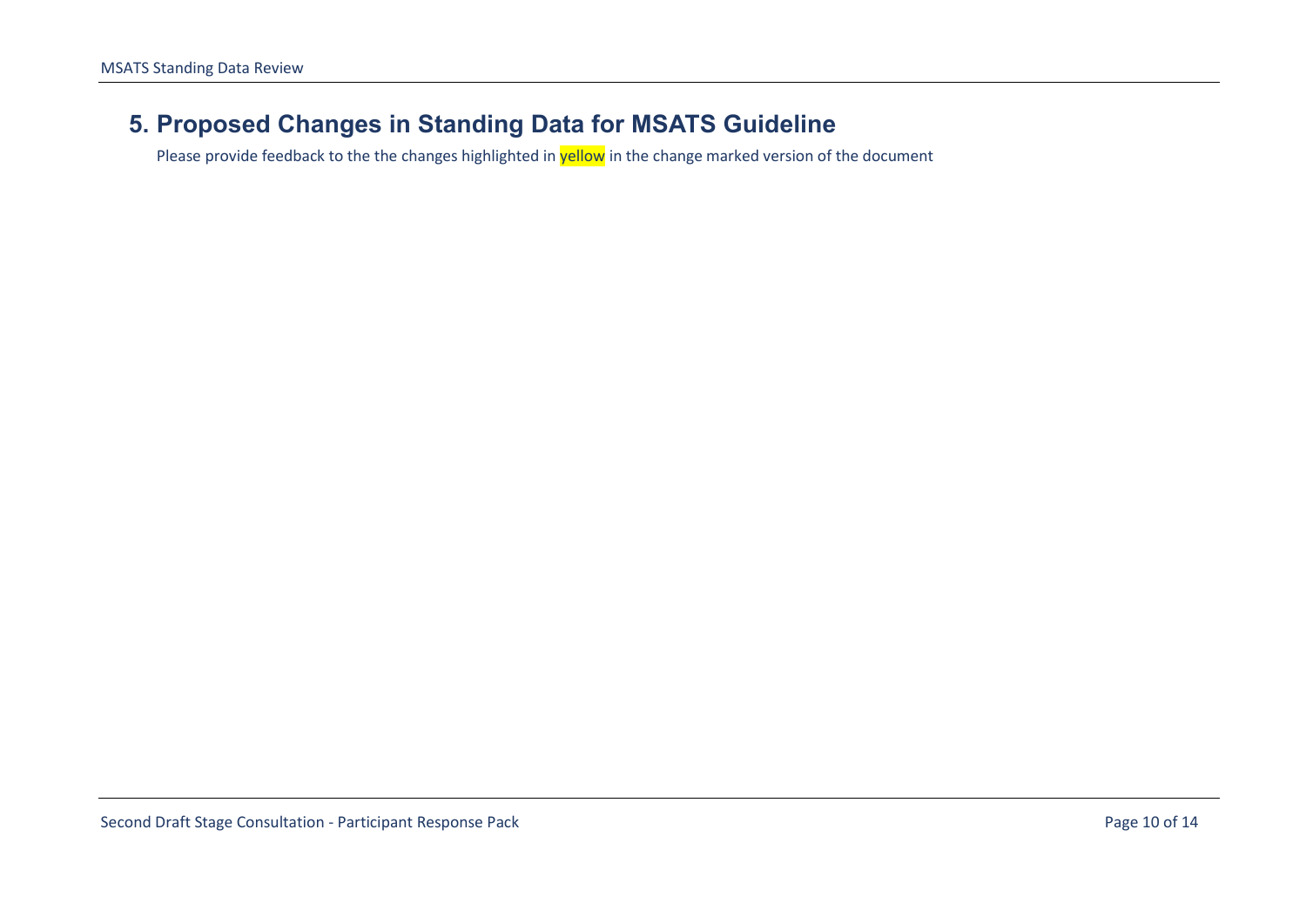## 5. Proposed Changes in Standing Data for MSATS Guideline

Please provide feedback to the the changes highlighted in yellow in the change marked version of the document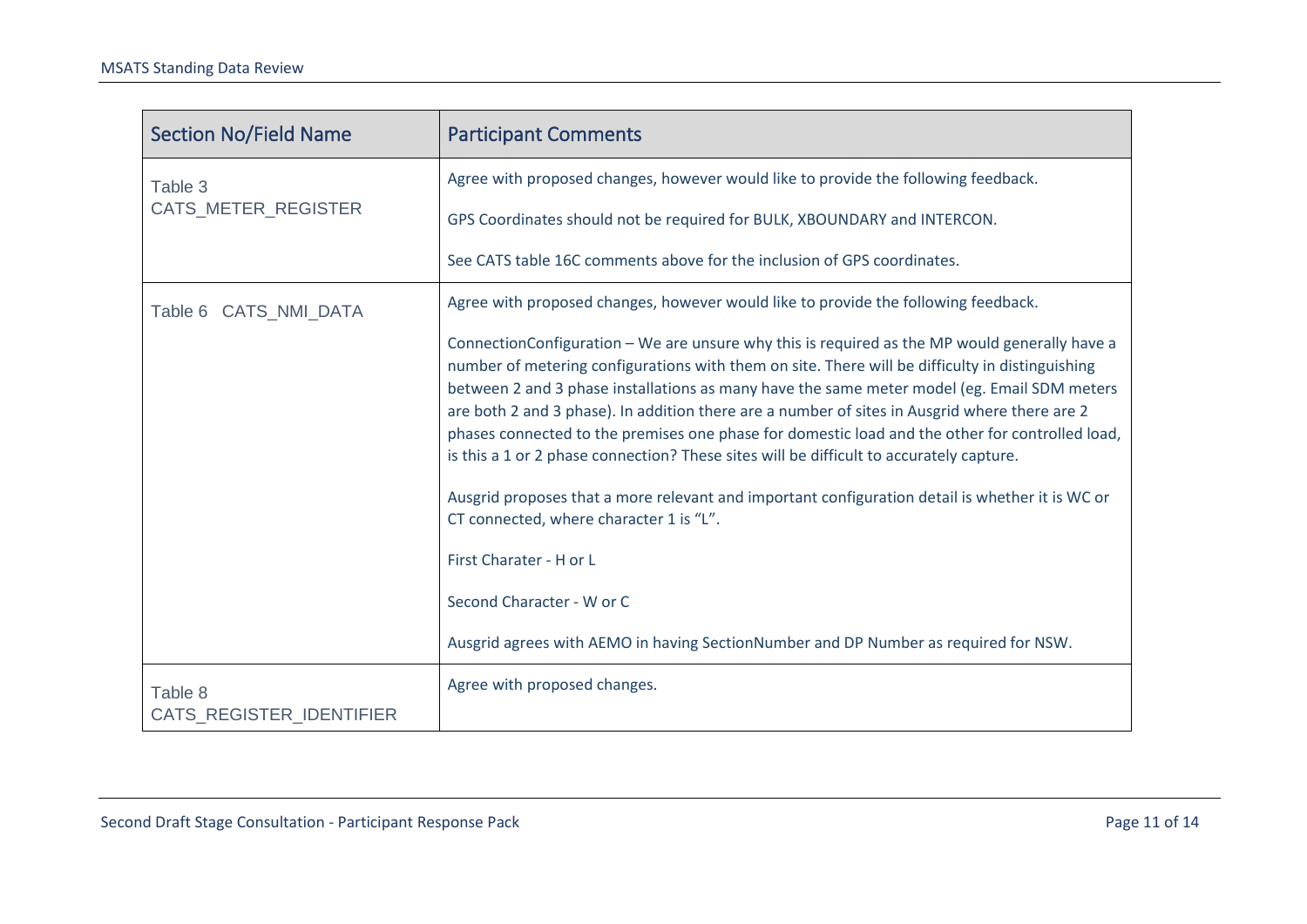| Section No/Field Name | Participant Comments |
|---|---|
| Table 3 CATS_METER_REGISTER | Agree with proposed changes, however would like to provide the following feedback.<br><br>GPS Coordinates should not be required for BULK, XBOUNDARY and INTERCON.<br><br>See CATS table 16C comments above for the inclusion of GPS coordinates. |
| Table 6 CATS_NMI_DATA | Agree with proposed changes, however would like to provide the following feedback.<br><br>ConnectionConfiguration – We are unsure why this is required as the MP would generally have a number of metering configurations with them on site. There will be difficulty in distinguishing between 2 and 3 phase installations as many have the same meter model (eg. Email SDM meters are both 2 and 3 phase). In addition there are a number of sites in Ausgrid where there are 2 phases connected to the premises one phase for domestic load and the other for controlled load, is this a 1 or 2 phase connection? These sites will be difficult to accurately capture.<br><br>Ausgrid proposes that a more relevant and important configuration detail is whether it is WC or CT connected, where character 1 is "L".<br><br>First Charater - H or L<br><br>Second Character - W or C<br><br>Ausgrid agrees with AEMO in having SectionNumber and DP Number as required for NSW. |
| Table 8 CATS_REGISTER_IDENTIFIER | Agree with proposed changes. |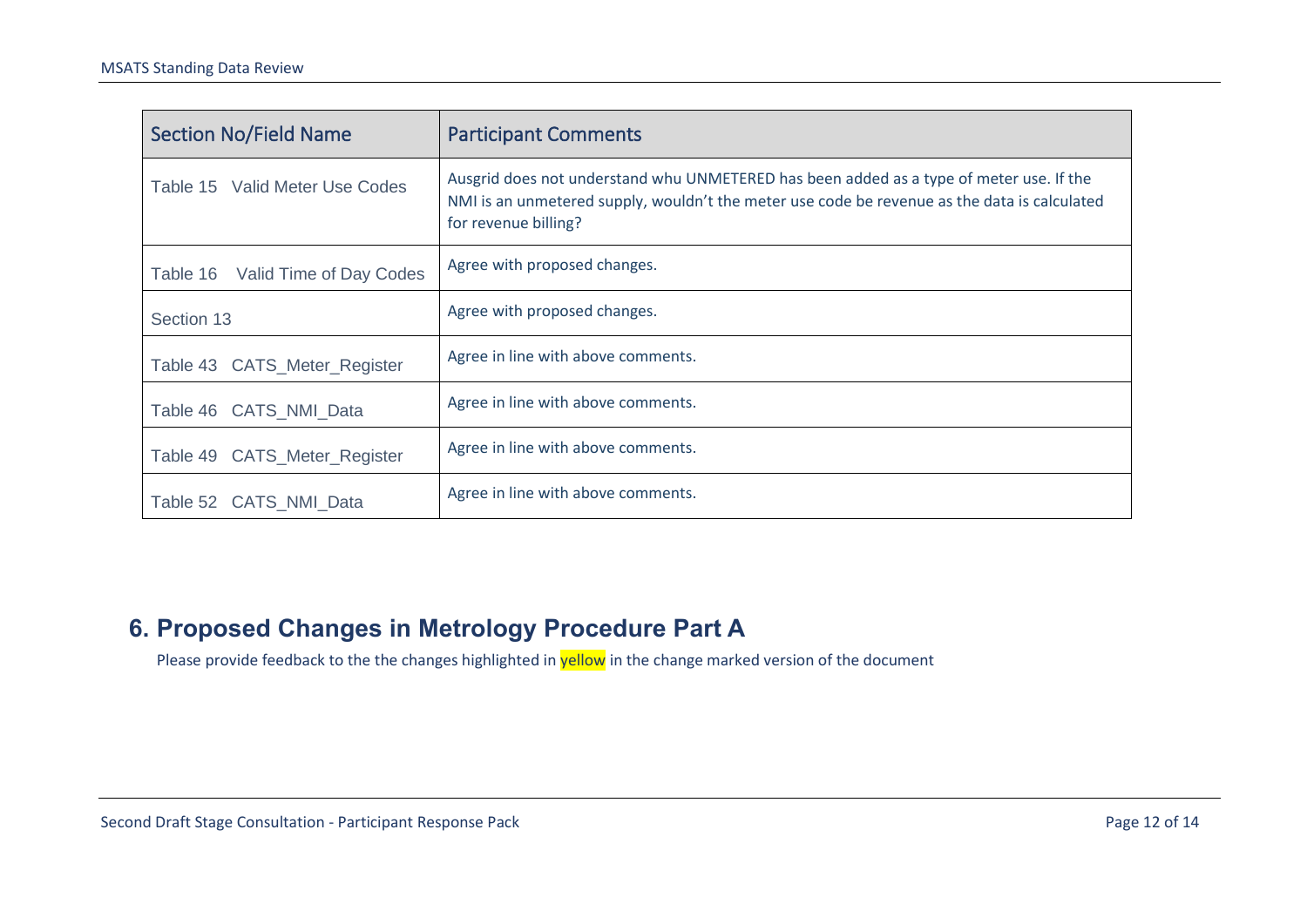| Section No/Field Name | Participant Comments |
| --- | --- |
| Table 15 Valid Meter Use Codes | Ausgrid does not understand whu UNMETERED has been added as a type of meter use. If the NMI is an unmetered supply, wouldn't the meter use code be revenue as the data is calculated for revenue billing? |
| Table 16 Valid Time of Day Codes | Agree with proposed changes. |
| Section 13 | Agree with proposed changes. |
| Table 43 CATS_Meter_Register | Agree in line with above comments. |
| Table 46 CATS_NMI_Data | Agree in line with above comments. |
| Table 49 CATS_Meter_Register | Agree in line with above comments. |
| Table 52 CATS_NMI_Data | Agree in line with above comments. |

## 6. Proposed Changes in Metrology Procedure Part A

Please provide feedback to the the changes highlighted in yellow in the change marked version of the document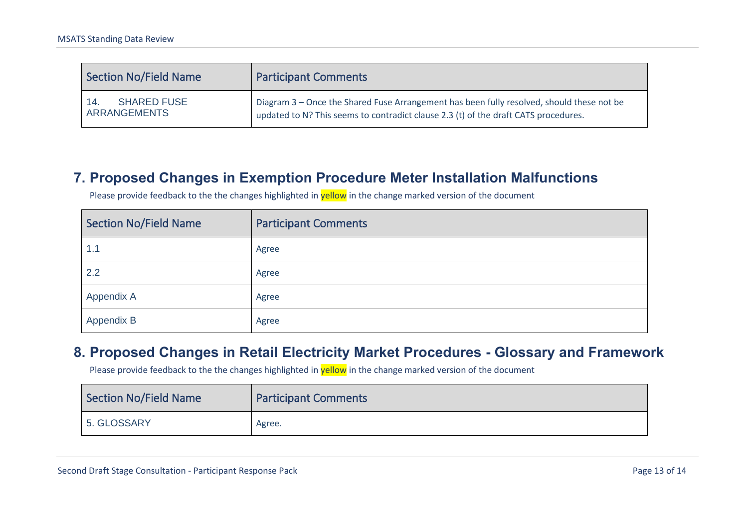| Section No/Field Name | Participant Comments |
| --- | --- |
| 14. SHARED FUSE ARRANGEMENTS | Diagram 3 – Once the Shared Fuse Arrangement has been fully resolved, should these not be updated to N? This seems to contradict clause 2.3 (t) of the draft CATS procedures. |

## 7. Proposed Changes in Exemption Procedure Meter Installation Malfunctions

Please provide feedback to the the changes highlighted in yellow in the change marked version of the document

| Section No/Field Name | Participant Comments |
| --- | --- |
| 1.1 | Agree |
| 2.2 | Agree |
| Appendix A | Agree |
| Appendix B | Agree |

## 8. Proposed Changes in Retail Electricity Market Procedures - Glossary and Framework

Please provide feedback to the the changes highlighted in yellow in the change marked version of the document

| Section No/Field Name | Participant Comments |
| --- | --- |
| 5. GLOSSARY | Agree. |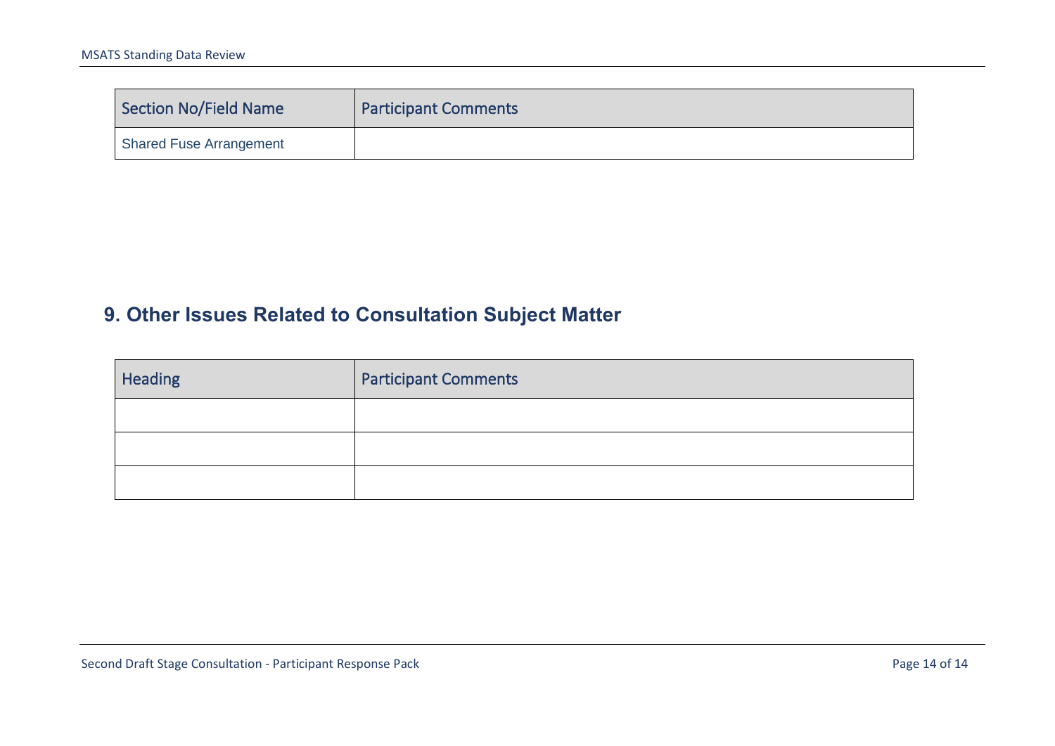| Section No/Field Name | Participant Comments |
| --- | --- |
| Shared Fuse Arrangement | |

## 9. Other Issues Related to Consultation Subject Matter

| Heading | Participant Comments |
| --- | --- |
| | |
| | |
| | |